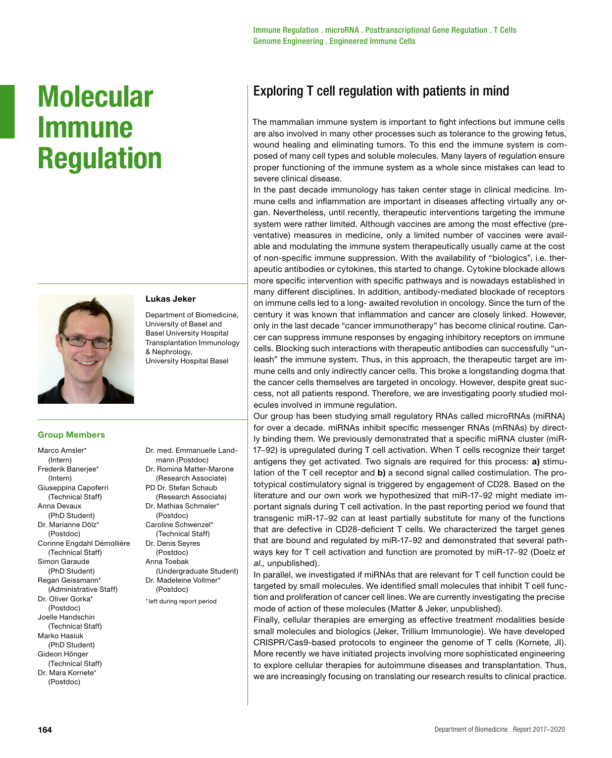Immune Regulation . microRNA . Posttranscriptional Gene Regulation . T Cells
Genome Engineering . Engineered Immune Cells

# Molecular Immune Regulation

**Lukas Jeker**

Department of Biomedicine,
University of Basel and
Basel University Hospital
Transplantation Immunology
& Nephrology,
University Hospital Basel

### Group Members

Marco Amsler* (Intern)
Frederik Banerjee* (Intern)
Giuseppina Capoferri (Technical Staff)
Anna Devaux (PhD Student)
Dr. Marianne Dölz* (Postdoc)
Corinne Engdahl Démollière (Technical Staff)
Simon Garaude (PhD Student)
Regan Geissmann* (Administrative Staff)
Dr. Oliver Gorka* (Postdoc)
Joelle Handschin (Technical Staff)
Marko Hasiuk (PhD Student)
Gideon Hönger (Technical Staff)
Dr. Mara Kornete* (Postdoc)
Dr. med. Emmanuelle Landmann (Postdoc)
Dr. Romina Matter-Marone (Research Associate)
PD Dr. Stefan Schaub (Research Associate)
Dr. Mathias Schmaler* (Postdoc)
Caroline Schwenzel* (Technical Staff)
Dr. Denis Seyres (Postdoc)
Anna Toebak (Undergraduate Student)
Dr. Madeleine Vollmer* (Postdoc)

*left during report period

## Exploring T cell regulation with patients in mind

The mammalian immune system is important to fight infections but immune cells are also involved in many other processes such as tolerance to the growing fetus, wound healing and eliminating tumors. To this end the immune system is composed of many cell types and soluble molecules. Many layers of regulation ensure proper functioning of the immune system as a whole since mistakes can lead to severe clinical disease.

In the past decade immunology has taken center stage in clinical medicine. Immune cells and inflammation are important in diseases affecting virtually any organ. Nevertheless, until recently, therapeutic interventions targeting the immune system were rather limited. Although vaccines are among the most effective (preventative) measures in medicine, only a limited number of vaccines were available and modulating the immune system therapeutically usually came at the cost of non-specific immune suppression. With the availability of "biologics", i.e. therapeutic antibodies or cytokines, this started to change. Cytokine blockade allows more specific intervention with specific pathways and is nowadays established in many different disciplines. In addition, antibody-mediated blockade of receptors on immune cells led to a long- awaited revolution in oncology. Since the turn of the century it was known that inflammation and cancer are closely linked. However, only in the last decade "cancer immunotherapy" has become clinical routine. Cancer can suppress immune responses by engaging inhibitory receptors on immune cells. Blocking such interactions with therapeutic antibodies can successfully "unleash" the immune system. Thus, in this approach, the therapeutic target are immune cells and only indirectly cancer cells. This broke a longstanding dogma that the cancer cells themselves are targeted in oncology. However, despite great success, not all patients respond. Therefore, we are investigating poorly studied molecules involved in immune regulation.

Our group has been studying small regulatory RNAs called microRNAs (miRNA) for over a decade. miRNAs inhibit specific messenger RNAs (mRNAs) by directly binding them. We previously demonstrated that a specific miRNA cluster (miR-17~92) is upregulated during T cell activation. When T cells recognize their target antigens they get activated. Two signals are required for this process: **a)** stimulation of the T cell receptor and **b)** a second signal called costimulation. The prototypical costimulatory signal is triggered by engagement of CD28. Based on the literature and our own work we hypothesized that miR-17~92 might mediate important signals during T cell activation. In the past reporting period we found that transgenic miR-17~92 can at least partially substitute for many of the functions that are defective in CD28-deficient T cells. We characterized the target genes that are bound and regulated by miR-17~92 and demonstrated that several pathways key for T cell activation and function are promoted by miR-17~92 (Doelz *et al.,* unpublished).

In parallel, we investigated if miRNAs that are relevant for T cell function could be targeted by small molecules. We identified small molecules that inhibit T cell function and proliferation of cancer cell lines. We are currently investigating the precise mode of action of these molecules (Matter & Jeker, unpublished).

Finally, cellular therapies are emerging as effective treatment modalities beside small molecules and biologics (Jeker, Trillium Immunologie). We have developed CRISPR/Cas9-based protocols to engineer the genome of T cells (Kornete, JI). More recently we have initiated projects involving more sophisticated engineering to explore cellular therapies for autoimmune diseases and transplantation. Thus, we are increasingly focusing on translating our research results to clinical practice.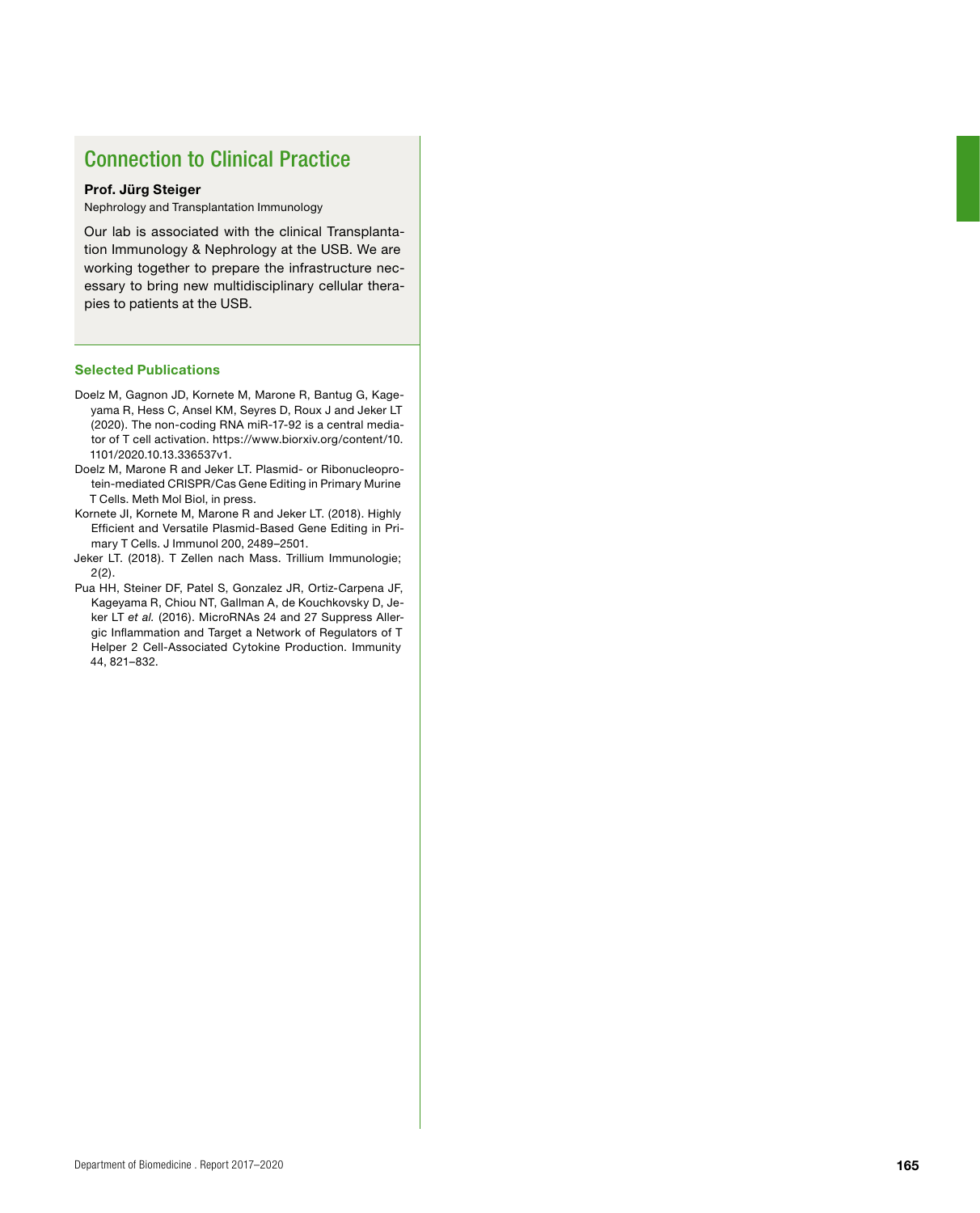## Connection to Clinical Practice

**Prof. Jürg Steiger**

Nephrology and Transplantation Immunology

Our lab is associated with the clinical Transplantation Immunology & Nephrology at the USB. We are working together to prepare the infrastructure necessary to bring new multidisciplinary cellular therapies to patients at the USB.

### Selected Publications

Doelz M, Gagnon JD, Kornete M, Marone R, Bantug G, Kageyama R, Hess C, Ansel KM, Seyres D, Roux J and Jeker LT (2020). The non-coding RNA miR-17-92 is a central mediator of T cell activation. https://www.biorxiv.org/content/10.1101/2020.10.13.336537v1.

Doelz M, Marone R and Jeker LT. Plasmid- or Ribonucleoprotein-mediated CRISPR/Cas Gene Editing in Primary Murine T Cells. Meth Mol Biol, in press.

Kornete JI, Kornete M, Marone R and Jeker LT. (2018). Highly Efficient and Versatile Plasmid-Based Gene Editing in Primary T Cells. J Immunol 200, 2489–2501.

Jeker LT. (2018). T Zellen nach Mass. Trillium Immunologie; 2(2).

Pua HH, Steiner DF, Patel S, Gonzalez JR, Ortiz-Carpena JF, Kageyama R, Chiou NT, Gallman A, de Kouchkovsky D, Jeker LT *et al.* (2016). MicroRNAs 24 and 27 Suppress Allergic Inflammation and Target a Network of Regulators of T Helper 2 Cell-Associated Cytokine Production. Immunity 44, 821–832.